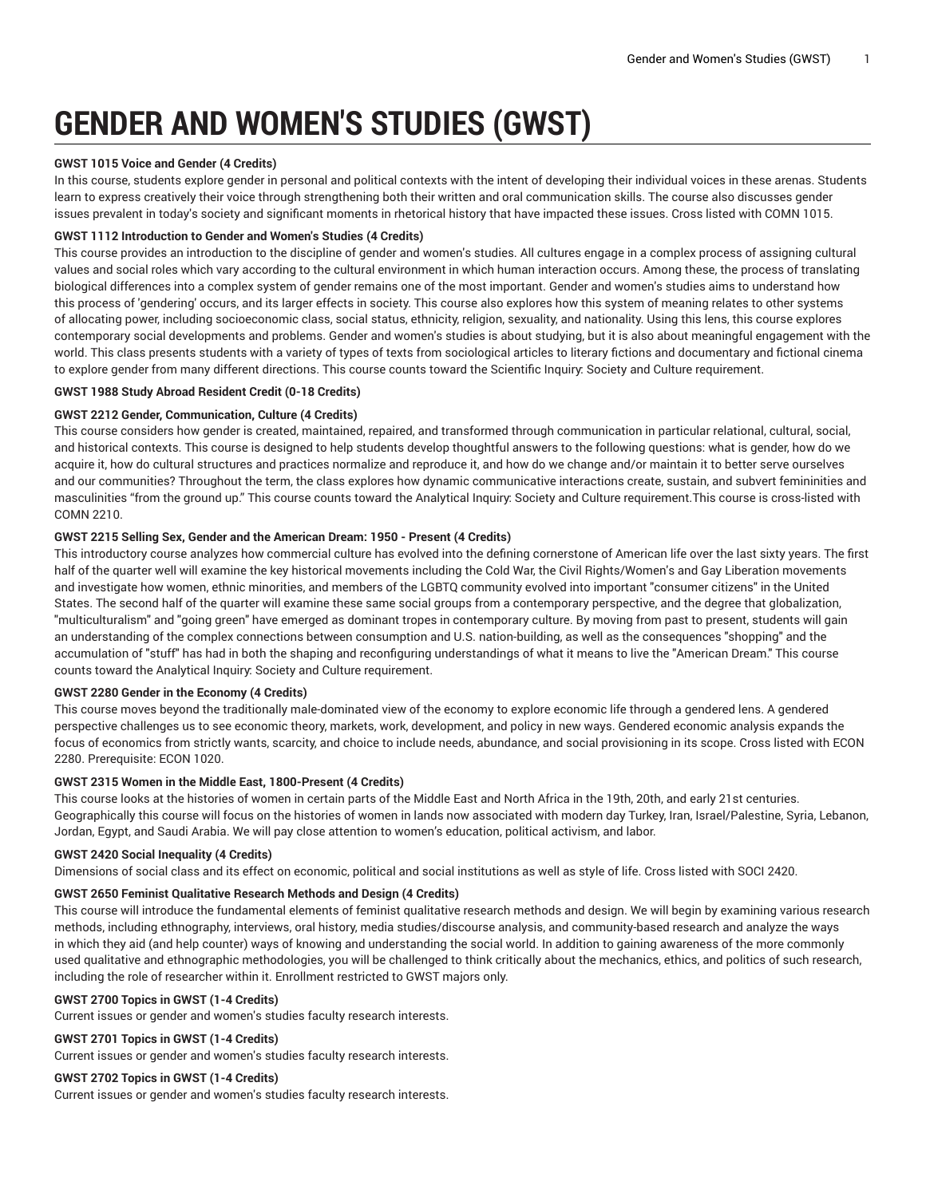# GENDER AND WOMEN'S STUDIES (GWST)

**GWST 1015 Voice and Gender (4 Credits)**

In this course, students explore gender in personal and political contexts with the intent of developing their individual voices in these arenas. Students learn to express creatively their voice through strengthening both their written and oral communication skills. The course also discusses gender issues prevalent in today's society and significant moments in rhetorical history that have impacted these issues. Cross listed with COMN 1015.

**GWST 1112 Introduction to Gender and Women's Studies (4 Credits)**

This course provides an introduction to the discipline of gender and women's studies. All cultures engage in a complex process of assigning cultural values and social roles which vary according to the cultural environment in which human interaction occurs. Among these, the process of translating biological differences into a complex system of gender remains one of the most important. Gender and women's studies aims to understand how this process of 'gendering' occurs, and its larger effects in society. This course also explores how this system of meaning relates to other systems of allocating power, including socioeconomic class, social status, ethnicity, religion, sexuality, and nationality. Using this lens, this course explores contemporary social developments and problems. Gender and women's studies is about studying, but it is also about meaningful engagement with the world. This class presents students with a variety of types of texts from sociological articles to literary fictions and documentary and fictional cinema to explore gender from many different directions. This course counts toward the Scientific Inquiry: Society and Culture requirement.

**GWST 1988 Study Abroad Resident Credit (0-18 Credits)**

**GWST 2212 Gender, Communication, Culture (4 Credits)**

This course considers how gender is created, maintained, repaired, and transformed through communication in particular relational, cultural, social, and historical contexts. This course is designed to help students develop thoughtful answers to the following questions: what is gender, how do we acquire it, how do cultural structures and practices normalize and reproduce it, and how do we change and/or maintain it to better serve ourselves and our communities? Throughout the term, the class explores how dynamic communicative interactions create, sustain, and subvert femininities and masculinities "from the ground up." This course counts toward the Analytical Inquiry: Society and Culture requirement.This course is cross-listed with COMN 2210.

**GWST 2215 Selling Sex, Gender and the American Dream: 1950 - Present (4 Credits)**

This introductory course analyzes how commercial culture has evolved into the defining cornerstone of American life over the last sixty years. The first half of the quarter well will examine the key historical movements including the Cold War, the Civil Rights/Women's and Gay Liberation movements and investigate how women, ethnic minorities, and members of the LGBTQ community evolved into important "consumer citizens" in the United States. The second half of the quarter will examine these same social groups from a contemporary perspective, and the degree that globalization, "multiculturalism" and "going green" have emerged as dominant tropes in contemporary culture. By moving from past to present, students will gain an understanding of the complex connections between consumption and U.S. nation-building, as well as the consequences "shopping" and the accumulation of "stuff" has had in both the shaping and reconfiguring understandings of what it means to live the "American Dream." This course counts toward the Analytical Inquiry: Society and Culture requirement.

**GWST 2280 Gender in the Economy (4 Credits)**

This course moves beyond the traditionally male-dominated view of the economy to explore economic life through a gendered lens. A gendered perspective challenges us to see economic theory, markets, work, development, and policy in new ways. Gendered economic analysis expands the focus of economics from strictly wants, scarcity, and choice to include needs, abundance, and social provisioning in its scope. Cross listed with ECON 2280. Prerequisite: ECON 1020.

**GWST 2315 Women in the Middle East, 1800-Present (4 Credits)**

This course looks at the histories of women in certain parts of the Middle East and North Africa in the 19th, 20th, and early 21st centuries. Geographically this course will focus on the histories of women in lands now associated with modern day Turkey, Iran, Israel/Palestine, Syria, Lebanon, Jordan, Egypt, and Saudi Arabia. We will pay close attention to women's education, political activism, and labor.

**GWST 2420 Social Inequality (4 Credits)**

Dimensions of social class and its effect on economic, political and social institutions as well as style of life. Cross listed with SOCI 2420.

**GWST 2650 Feminist Qualitative Research Methods and Design (4 Credits)**

This course will introduce the fundamental elements of feminist qualitative research methods and design. We will begin by examining various research methods, including ethnography, interviews, oral history, media studies/discourse analysis, and community-based research and analyze the ways in which they aid (and help counter) ways of knowing and understanding the social world. In addition to gaining awareness of the more commonly used qualitative and ethnographic methodologies, you will be challenged to think critically about the mechanics, ethics, and politics of such research, including the role of researcher within it. Enrollment restricted to GWST majors only.

**GWST 2700 Topics in GWST (1-4 Credits)**

Current issues or gender and women's studies faculty research interests.

**GWST 2701 Topics in GWST (1-4 Credits)**

Current issues or gender and women's studies faculty research interests.

**GWST 2702 Topics in GWST (1-4 Credits)**

Current issues or gender and women's studies faculty research interests.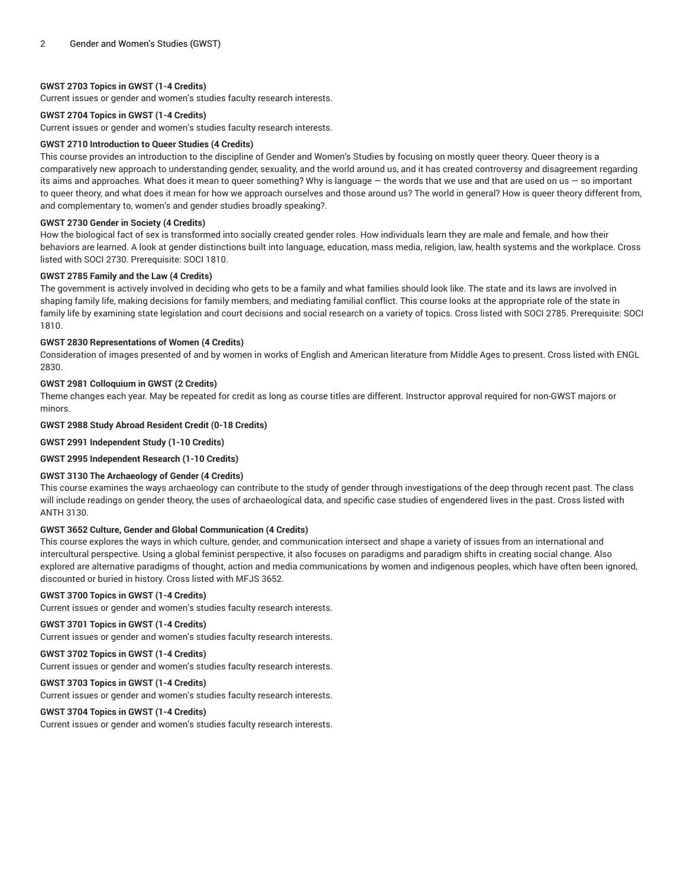**GWST 2703 Topics in GWST (1-4 Credits)**
Current issues or gender and women's studies faculty research interests.

**GWST 2704 Topics in GWST (1-4 Credits)**
Current issues or gender and women's studies faculty research interests.

**GWST 2710 Introduction to Queer Studies (4 Credits)**
This course provides an introduction to the discipline of Gender and Women's Studies by focusing on mostly queer theory. Queer theory is a comparatively new approach to understanding gender, sexuality, and the world around us, and it has created controversy and disagreement regarding its aims and approaches. What does it mean to queer something? Why is language — the words that we use and that are used on us — so important to queer theory, and what does it mean for how we approach ourselves and those around us? The world in general? How is queer theory different from, and complementary to, women's and gender studies broadly speaking?.

**GWST 2730 Gender in Society (4 Credits)**
How the biological fact of sex is transformed into socially created gender roles. How individuals learn they are male and female, and how their behaviors are learned. A look at gender distinctions built into language, education, mass media, religion, law, health systems and the workplace. Cross listed with SOCI 2730. Prerequisite: SOCI 1810.

**GWST 2785 Family and the Law (4 Credits)**
The government is actively involved in deciding who gets to be a family and what families should look like. The state and its laws are involved in shaping family life, making decisions for family members, and mediating familial conflict. This course looks at the appropriate role of the state in family life by examining state legislation and court decisions and social research on a variety of topics. Cross listed with SOCI 2785. Prerequisite: SOCI 1810.

**GWST 2830 Representations of Women (4 Credits)**
Consideration of images presented of and by women in works of English and American literature from Middle Ages to present. Cross listed with ENGL 2830.

**GWST 2981 Colloquium in GWST (2 Credits)**
Theme changes each year. May be repeated for credit as long as course titles are different. Instructor approval required for non-GWST majors or minors.

**GWST 2988 Study Abroad Resident Credit (0-18 Credits)**

**GWST 2991 Independent Study (1-10 Credits)**

**GWST 2995 Independent Research (1-10 Credits)**

**GWST 3130 The Archaeology of Gender (4 Credits)**
This course examines the ways archaeology can contribute to the study of gender through investigations of the deep through recent past. The class will include readings on gender theory, the uses of archaeological data, and specific case studies of engendered lives in the past. Cross listed with ANTH 3130.

**GWST 3652 Culture, Gender and Global Communication (4 Credits)**
This course explores the ways in which culture, gender, and communication intersect and shape a variety of issues from an international and intercultural perspective. Using a global feminist perspective, it also focuses on paradigms and paradigm shifts in creating social change. Also explored are alternative paradigms of thought, action and media communications by women and indigenous peoples, which have often been ignored, discounted or buried in history. Cross listed with MFJS 3652.

**GWST 3700 Topics in GWST (1-4 Credits)**
Current issues or gender and women's studies faculty research interests.

**GWST 3701 Topics in GWST (1-4 Credits)**
Current issues or gender and women's studies faculty research interests.

**GWST 3702 Topics in GWST (1-4 Credits)**
Current issues or gender and women's studies faculty research interests.

**GWST 3703 Topics in GWST (1-4 Credits)**
Current issues or gender and women's studies faculty research interests.

**GWST 3704 Topics in GWST (1-4 Credits)**
Current issues or gender and women's studies faculty research interests.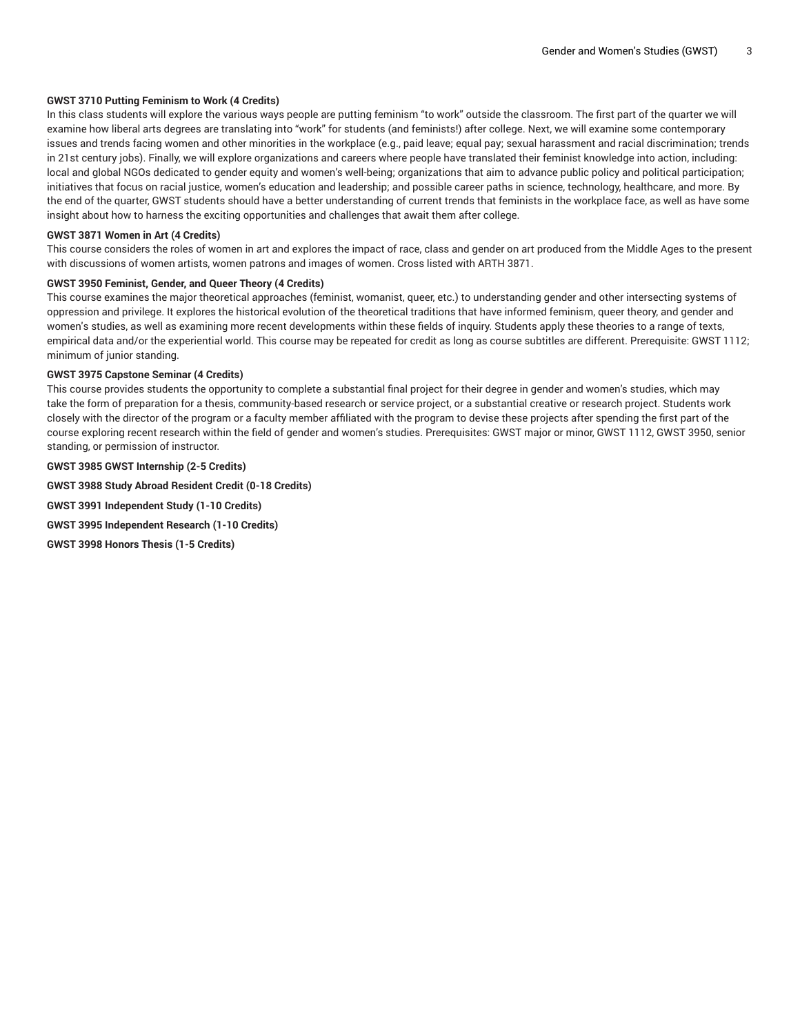**GWST 3710 Putting Feminism to Work (4 Credits)**

In this class students will explore the various ways people are putting feminism "to work" outside the classroom. The first part of the quarter we will examine how liberal arts degrees are translating into "work" for students (and feminists!) after college. Next, we will examine some contemporary issues and trends facing women and other minorities in the workplace (e.g., paid leave; equal pay; sexual harassment and racial discrimination; trends in 21st century jobs). Finally, we will explore organizations and careers where people have translated their feminist knowledge into action, including: local and global NGOs dedicated to gender equity and women's well-being; organizations that aim to advance public policy and political participation; initiatives that focus on racial justice, women's education and leadership; and possible career paths in science, technology, healthcare, and more. By the end of the quarter, GWST students should have a better understanding of current trends that feminists in the workplace face, as well as have some insight about how to harness the exciting opportunities and challenges that await them after college.

**GWST 3871 Women in Art (4 Credits)**

This course considers the roles of women in art and explores the impact of race, class and gender on art produced from the Middle Ages to the present with discussions of women artists, women patrons and images of women. Cross listed with ARTH 3871.

**GWST 3950 Feminist, Gender, and Queer Theory (4 Credits)**

This course examines the major theoretical approaches (feminist, womanist, queer, etc.) to understanding gender and other intersecting systems of oppression and privilege. It explores the historical evolution of the theoretical traditions that have informed feminism, queer theory, and gender and women's studies, as well as examining more recent developments within these fields of inquiry. Students apply these theories to a range of texts, empirical data and/or the experiential world. This course may be repeated for credit as long as course subtitles are different. Prerequisite: GWST 1112; minimum of junior standing.

**GWST 3975 Capstone Seminar (4 Credits)**

This course provides students the opportunity to complete a substantial final project for their degree in gender and women's studies, which may take the form of preparation for a thesis, community-based research or service project, or a substantial creative or research project. Students work closely with the director of the program or a faculty member affiliated with the program to devise these projects after spending the first part of the course exploring recent research within the field of gender and women's studies. Prerequisites: GWST major or minor, GWST 1112, GWST 3950, senior standing, or permission of instructor.

**GWST 3985 GWST Internship (2-5 Credits)**

**GWST 3988 Study Abroad Resident Credit (0-18 Credits)**

**GWST 3991 Independent Study (1-10 Credits)**

**GWST 3995 Independent Research (1-10 Credits)**

**GWST 3998 Honors Thesis (1-5 Credits)**